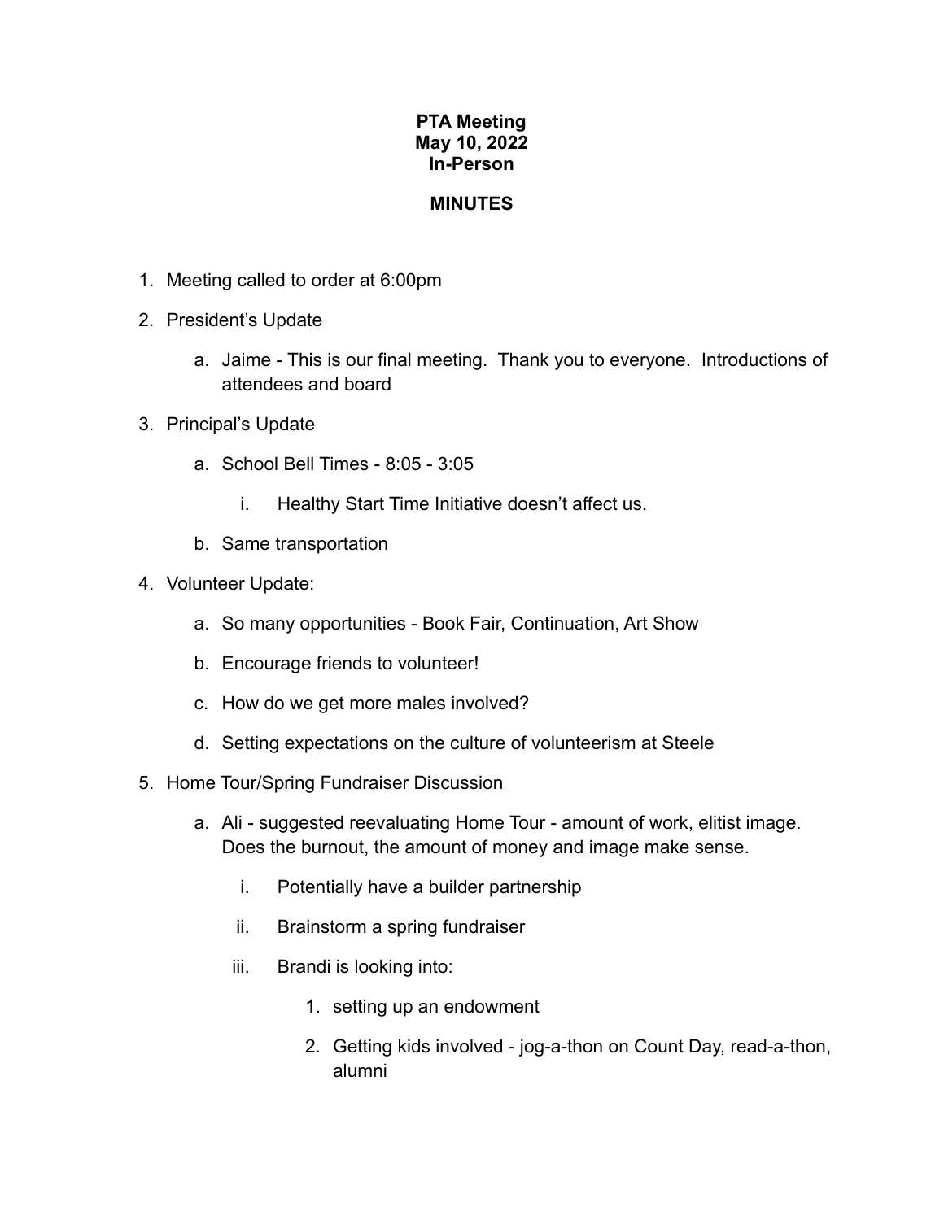**PTA Meeting**
**May 10, 2022**
**In-Person**

**MINUTES**

1. Meeting called to order at 6:00pm
2. President's Update
    a. Jaime - This is our final meeting. Thank you to everyone. Introductions of attendees and board
3. Principal's Update
    a. School Bell Times - 8:05 - 3:05
        i. Healthy Start Time Initiative doesn't affect us.
    b. Same transportation
4. Volunteer Update:
    a. So many opportunities - Book Fair, Continuation, Art Show
    b. Encourage friends to volunteer!
    c. How do we get more males involved?
    d. Setting expectations on the culture of volunteerism at Steele
5. Home Tour/Spring Fundraiser Discussion
    a. Ali - suggested reevaluating Home Tour - amount of work, elitist image. Does the burnout, the amount of money and image make sense.
        i. Potentially have a builder partnership
        ii. Brainstorm a spring fundraiser
        iii. Brandi is looking into:
            1. setting up an endowment
            2. Getting kids involved - jog-a-thon on Count Day, read-a-thon, alumni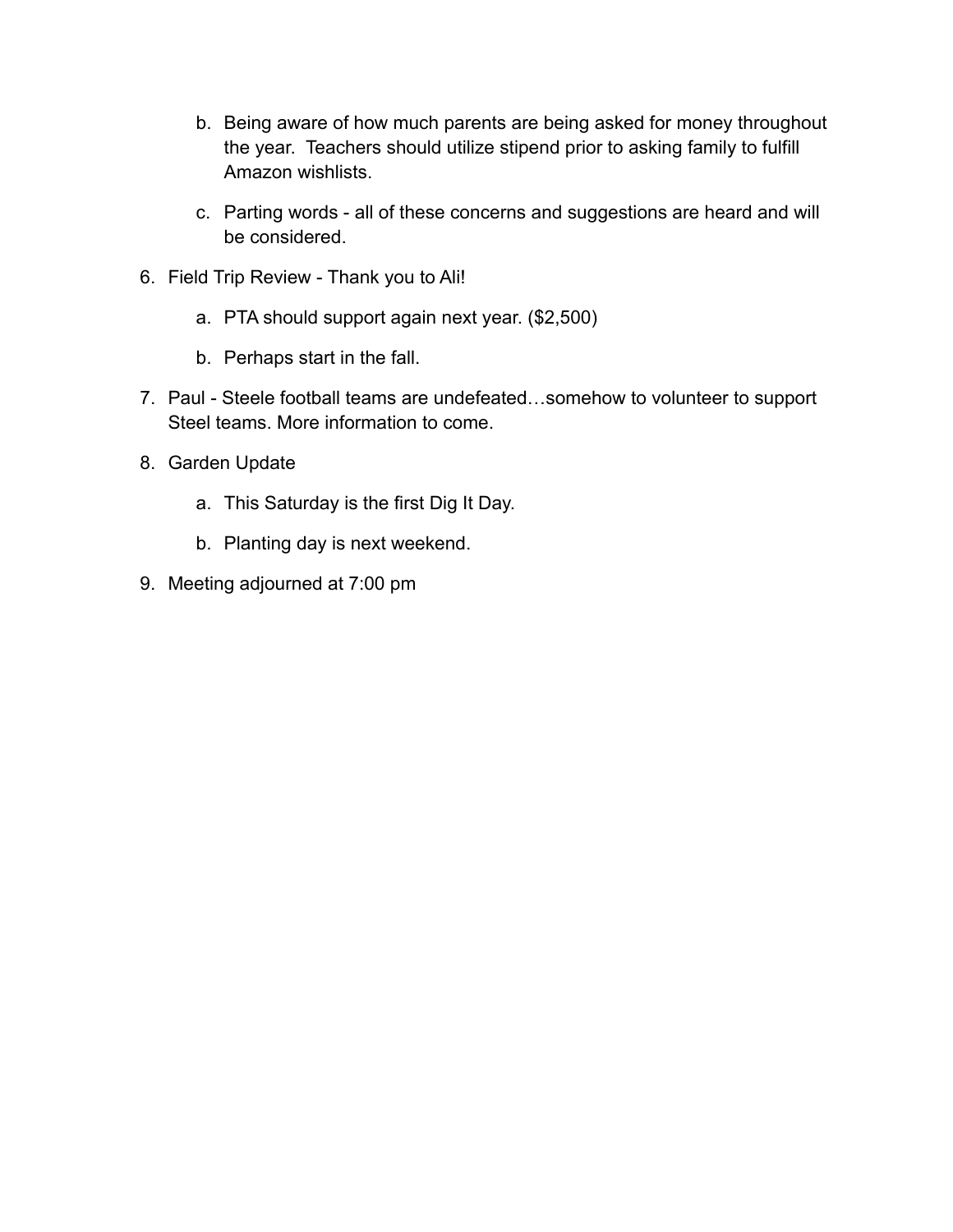b. Being aware of how much parents are being asked for money throughout the year. Teachers should utilize stipend prior to asking family to fulfill Amazon wishlists.

   c. Parting words - all of these concerns and suggestions are heard and will be considered.

6. Field Trip Review - Thank you to Ali!

   a. PTA should support again next year. ($2,500)

   b. Perhaps start in the fall.

7. Paul - Steele football teams are undefeated…somehow to volunteer to support Steel teams. More information to come.

8. Garden Update

   a. This Saturday is the first Dig It Day.

   b. Planting day is next weekend.

9. Meeting adjourned at 7:00 pm